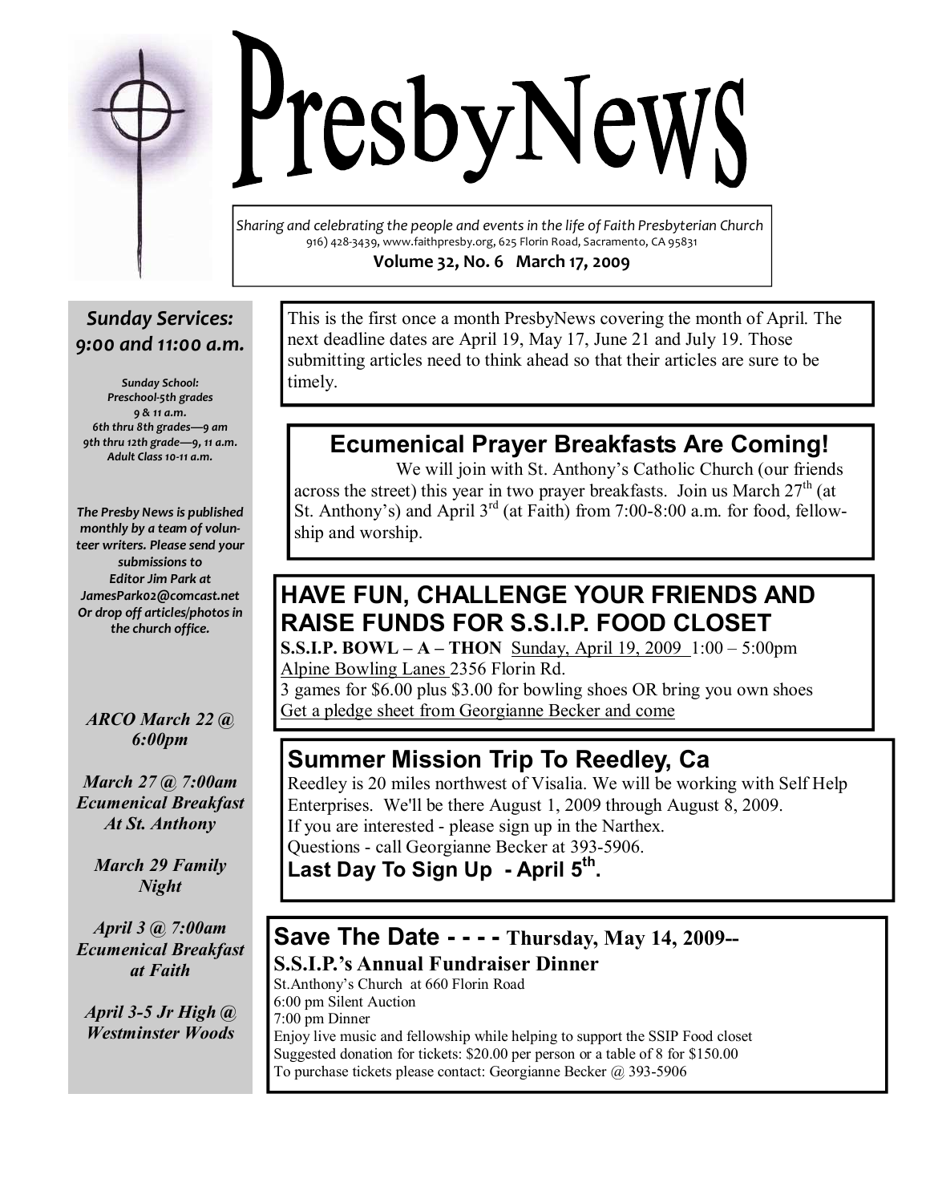# PresbyNews

*Sharing and celebrating the people and events in the life of Faith Presbyterian Church*
916) 428-3439, www.faithpresby.org, 625 Florin Road, Sacramento, CA 95831

**Volume 32, No. 6 March 17, 2009**

***Sunday Services: 9:00 and 11:00 a.m.***

***Sunday School:***
***Preschool-5th grades 9 & 11 a.m.***
***6th thru 8th grades—9 am***
***9th thru 12th grade—9, 11 a.m.***
***Adult Class 10-11 a.m.***

***The Presby News is published monthly by a team of volunteer writers. Please send your submissions to Editor Jim Park at JamesPark02@comcast.net Or drop off articles/photos in the church office.***

***ARCO March 22 @ 6:00pm***

***March 27 @ 7:00am Ecumenical Breakfast At St. Anthony***

***March 29 Family Night***

***April 3 @ 7:00am Ecumenical Breakfast at Faith***

***April 3-5 Jr High @ Westminster Woods***

This is the first once a month PresbyNews covering the month of April. The next deadline dates are April 19, May 17, June 21 and July 19. Those submitting articles need to think ahead so that their articles are sure to be timely.

## Ecumenical Prayer Breakfasts Are Coming!

We will join with St. Anthony's Catholic Church (our friends across the street) this year in two prayer breakfasts. Join us March 27th (at St. Anthony's) and April 3rd (at Faith) from 7:00-8:00 a.m. for food, fellowship and worship.

## HAVE FUN, CHALLENGE YOUR FRIENDS AND RAISE FUNDS FOR S.S.I.P. FOOD CLOSET

**S.S.I.P. BOWL – A – THON** Sunday, April 19, 2009 1:00 – 5:00pm
Alpine Bowling Lanes 2356 Florin Rd.
3 games for $6.00 plus $3.00 for bowling shoes OR bring you own shoes
Get a pledge sheet from Georgianne Becker and come

## Summer Mission Trip To Reedley, Ca

Reedley is 20 miles northwest of Visalia. We will be working with Self Help Enterprises. We'll be there August 1, 2009 through August 8, 2009.
If you are interested - please sign up in the Narthex.
Questions - call Georgianne Becker at 393-5906.

**Last Day To Sign Up - April 5th.**

## Save The Date - - - - Thursday, May 14, 2009--

**S.S.I.P.'s Annual Fundraiser Dinner**

St.Anthony's Church at 660 Florin Road
6:00 pm Silent Auction
7:00 pm Dinner
Enjoy live music and fellowship while helping to support the SSIP Food closet
Suggested donation for tickets: $20.00 per person or a table of 8 for $150.00
To purchase tickets please contact: Georgianne Becker @ 393-5906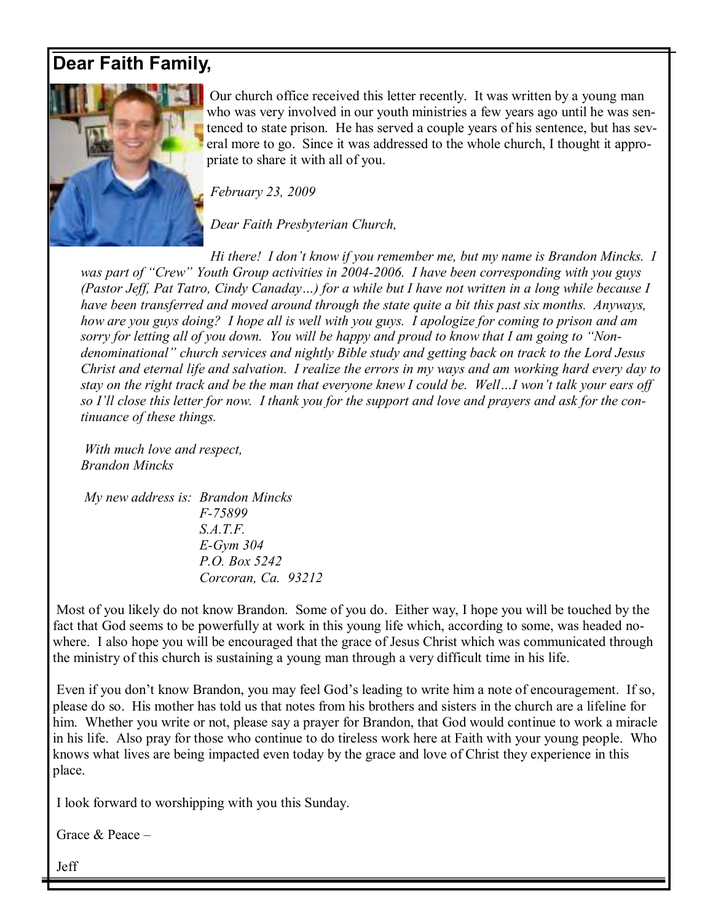## Dear Faith Family,

Our church office received this letter recently. It was written by a young man who was very involved in our youth ministries a few years ago until he was sentenced to state prison. He has served a couple years of his sentence, but has several more to go. Since it was addressed to the whole church, I thought it appropriate to share it with all of you.

*February 23, 2009*

*Dear Faith Presbyterian Church,*

*Hi there! I don't know if you remember me, but my name is Brandon Mincks. I was part of "Crew" Youth Group activities in 2004-2006. I have been corresponding with you guys (Pastor Jeff, Pat Tatro, Cindy Canaday…) for a while but I have not written in a long while because I have been transferred and moved around through the state quite a bit this past six months. Anyways, how are you guys doing? I hope all is well with you guys. I apologize for coming to prison and am sorry for letting all of you down. You will be happy and proud to know that I am going to "Non-denominational" church services and nightly Bible study and getting back on track to the Lord Jesus Christ and eternal life and salvation. I realize the errors in my ways and am working hard every day to stay on the right track and be the man that everyone knew I could be. Well…I won't talk your ears off so I'll close this letter for now. I thank you for the support and love and prayers and ask for the continuance of these things.*

*With much love and respect,*
*Brandon Mincks*

*My new address is:*
*Brandon Mincks*
*F-75899*
*S.A.T.F.*
*E-Gym 304*
*P.O. Box 5242*
*Corcoran, Ca. 93212*

Most of you likely do not know Brandon. Some of you do. Either way, I hope you will be touched by the fact that God seems to be powerfully at work in this young life which, according to some, was headed nowhere. I also hope you will be encouraged that the grace of Jesus Christ which was communicated through the ministry of this church is sustaining a young man through a very difficult time in his life.

Even if you don't know Brandon, you may feel God's leading to write him a note of encouragement. If so, please do so. His mother has told us that notes from his brothers and sisters in the church are a lifeline for him. Whether you write or not, please say a prayer for Brandon, that God would continue to work a miracle in his life. Also pray for those who continue to do tireless work here at Faith with your young people. Who knows what lives are being impacted even today by the grace and love of Christ they experience in this place.

I look forward to worshipping with you this Sunday.

Grace & Peace –

Jeff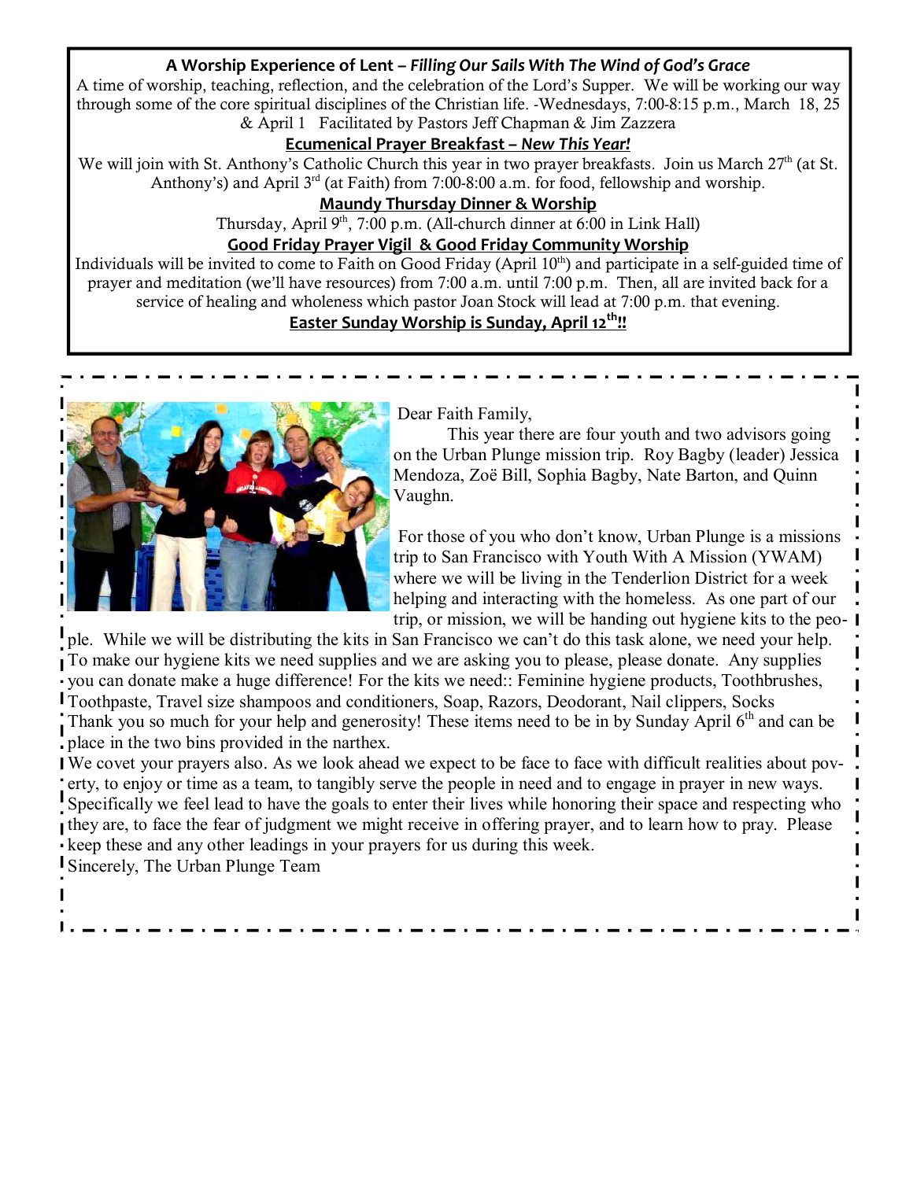**A Worship Experience of Lent –** ***Filling Our Sails With The Wind of God's Grace***

A time of worship, teaching, reflection, and the celebration of the Lord's Supper. We will be working our way through some of the core spiritual disciplines of the Christian life. -Wednesdays, 7:00-8:15 p.m., March 18, 25 & April 1 Facilitated by Pastors Jeff Chapman & Jim Zazzera

**Ecumenical Prayer Breakfast –** ***New This Year!***

We will join with St. Anthony's Catholic Church this year in two prayer breakfasts. Join us March 27th (at St. Anthony's) and April 3rd (at Faith) from 7:00-8:00 a.m. for food, fellowship and worship.

**Maundy Thursday Dinner & Worship**

Thursday, April 9th, 7:00 p.m. (All-church dinner at 6:00 in Link Hall)

**Good Friday Prayer Vigil & Good Friday Community Worship**

Individuals will be invited to come to Faith on Good Friday (April 10th) and participate in a self-guided time of prayer and meditation (we'll have resources) from 7:00 a.m. until 7:00 p.m. Then, all are invited back for a service of healing and wholeness which pastor Joan Stock will lead at 7:00 p.m. that evening.

**Easter Sunday Worship is Sunday, April 12th!!**

---

Dear Faith Family,

This year there are four youth and two advisors going on the Urban Plunge mission trip. Roy Bagby (leader) Jessica Mendoza, Zoë Bill, Sophia Bagby, Nate Barton, and Quinn Vaughn.

For those of you who don't know, Urban Plunge is a missions trip to San Francisco with Youth With A Mission (YWAM) where we will be living in the Tenderlion District for a week helping and interacting with the homeless. As one part of our trip, or mission, we will be handing out hygiene kits to the people. While we will be distributing the kits in San Francisco we can't do this task alone, we need your help. To make our hygiene kits we need supplies and we are asking you to please, please donate. Any supplies you can donate make a huge difference! For the kits we need:: Feminine hygiene products, Toothbrushes, Toothpaste, Travel size shampoos and conditioners, Soap, Razors, Deodorant, Nail clippers, Socks

Thank you so much for your help and generosity! These items need to be in by Sunday April 6th and can be place in the two bins provided in the narthex.

We covet your prayers also. As we look ahead we expect to be face to face with difficult realities about poverty, to enjoy or time as a team, to tangibly serve the people in need and to engage in prayer in new ways. Specifically we feel lead to have the goals to enter their lives while honoring their space and respecting who they are, to face the fear of judgment we might receive in offering prayer, and to learn how to pray. Please keep these and any other leadings in your prayers for us during this week.

Sincerely, The Urban Plunge Team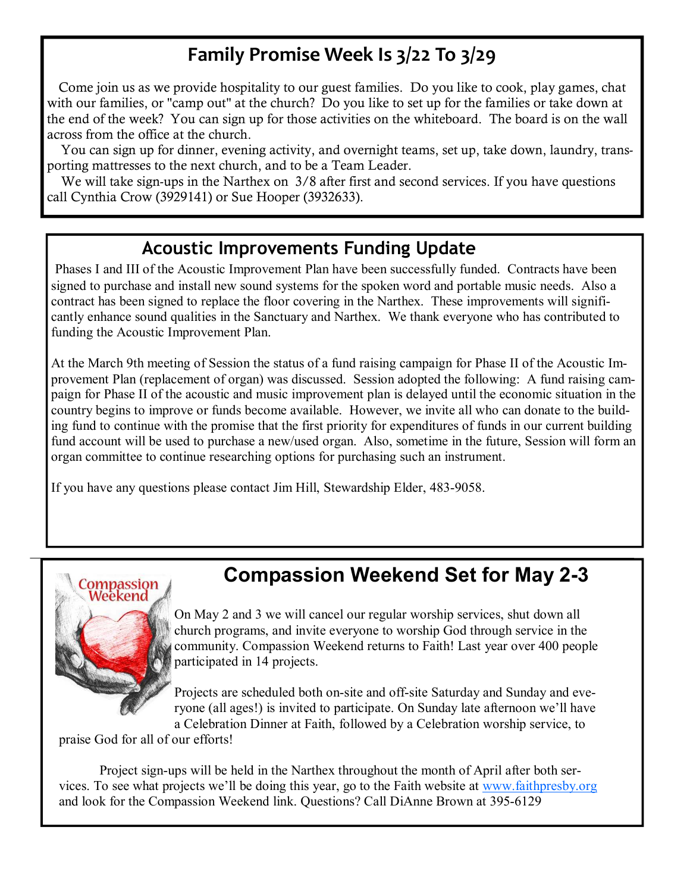## Family Promise Week Is 3/22 To 3/29

Come join us as we provide hospitality to our guest families. Do you like to cook, play games, chat with our families, or "camp out" at the church? Do you like to set up for the families or take down at the end of the week? You can sign up for those activities on the whiteboard. The board is on the wall across from the office at the church.

You can sign up for dinner, evening activity, and overnight teams, set up, take down, laundry, transporting mattresses to the next church, and to be a Team Leader.

We will take sign-ups in the Narthex on 3/8 after first and second services. If you have questions call Cynthia Crow (3929141) or Sue Hooper (3932633).

## Acoustic Improvements Funding Update

Phases I and III of the Acoustic Improvement Plan have been successfully funded. Contracts have been signed to purchase and install new sound systems for the spoken word and portable music needs. Also a contract has been signed to replace the floor covering in the Narthex. These improvements will significantly enhance sound qualities in the Sanctuary and Narthex. We thank everyone who has contributed to funding the Acoustic Improvement Plan.

At the March 9th meeting of Session the status of a fund raising campaign for Phase II of the Acoustic Improvement Plan (replacement of organ) was discussed. Session adopted the following: A fund raising campaign for Phase II of the acoustic and music improvement plan is delayed until the economic situation in the country begins to improve or funds become available. However, we invite all who can donate to the building fund to continue with the promise that the first priority for expenditures of funds in our current building fund account will be used to purchase a new/used organ. Also, sometime in the future, Session will form an organ committee to continue researching options for purchasing such an instrument.

If you have any questions please contact Jim Hill, Stewardship Elder, 483-9058.

## Compassion Weekend Set for May 2-3

On May 2 and 3 we will cancel our regular worship services, shut down all church programs, and invite everyone to worship God through service in the community. Compassion Weekend returns to Faith! Last year over 400 people participated in 14 projects.

Projects are scheduled both on-site and off-site Saturday and Sunday and everyone (all ages!) is invited to participate. On Sunday late afternoon we'll have a Celebration Dinner at Faith, followed by a Celebration worship service, to praise God for all of our efforts!

Project sign-ups will be held in the Narthex throughout the month of April after both services. To see what projects we'll be doing this year, go to the Faith website at www.faithpresby.org and look for the Compassion Weekend link. Questions? Call DiAnne Brown at 395-6129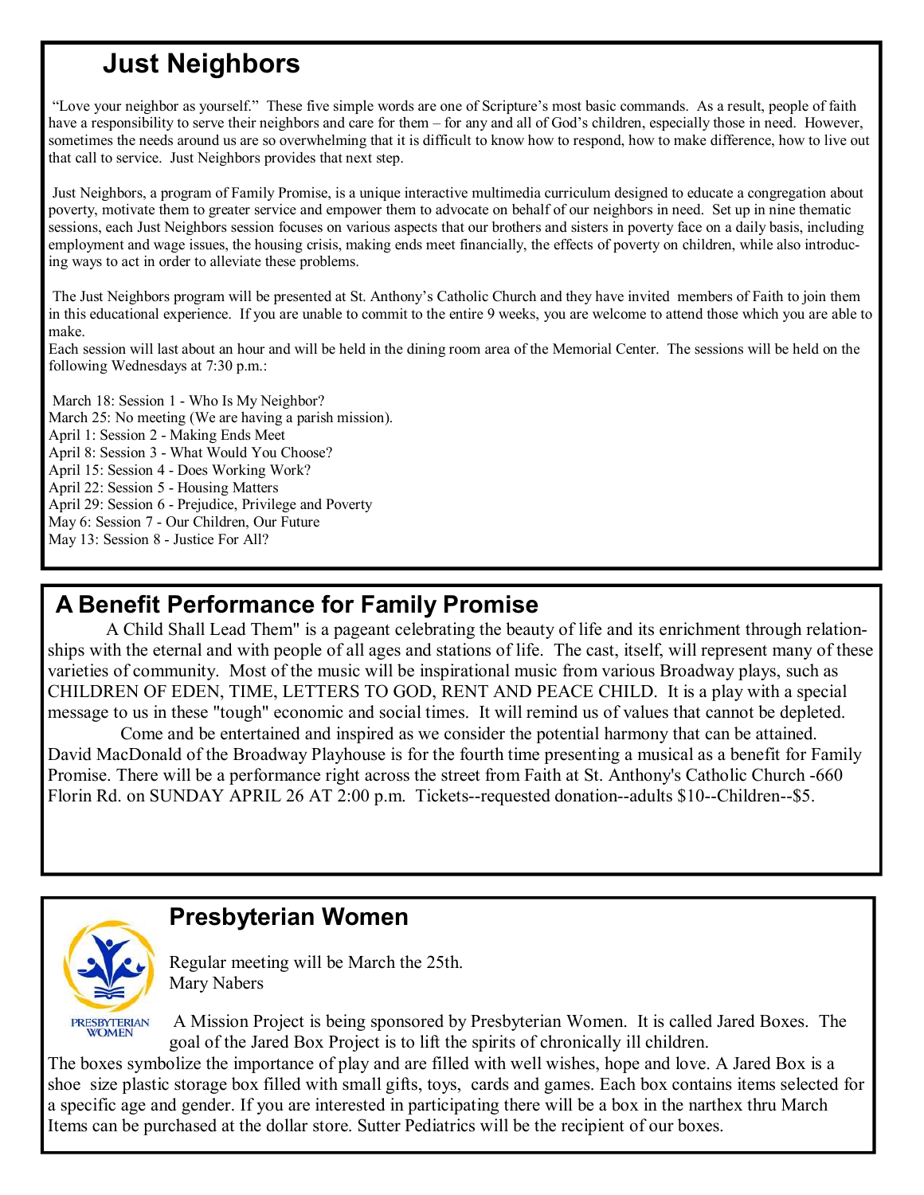## Just Neighbors

"Love your neighbor as yourself." These five simple words are one of Scripture's most basic commands. As a result, people of faith have a responsibility to serve their neighbors and care for them – for any and all of God's children, especially those in need. However, sometimes the needs around us are so overwhelming that it is difficult to know how to respond, how to make difference, how to live out that call to service. Just Neighbors provides that next step.

Just Neighbors, a program of Family Promise, is a unique interactive multimedia curriculum designed to educate a congregation about poverty, motivate them to greater service and empower them to advocate on behalf of our neighbors in need. Set up in nine thematic sessions, each Just Neighbors session focuses on various aspects that our brothers and sisters in poverty face on a daily basis, including employment and wage issues, the housing crisis, making ends meet financially, the effects of poverty on children, while also introducing ways to act in order to alleviate these problems.

The Just Neighbors program will be presented at St. Anthony's Catholic Church and they have invited members of Faith to join them in this educational experience. If you are unable to commit to the entire 9 weeks, you are welcome to attend those which you are able to make.

Each session will last about an hour and will be held in the dining room area of the Memorial Center. The sessions will be held on the following Wednesdays at 7:30 p.m.:

March 18: Session 1 - Who Is My Neighbor?
March 25: No meeting (We are having a parish mission).
April 1: Session 2 - Making Ends Meet
April 8: Session 3 - What Would You Choose?
April 15: Session 4 - Does Working Work?
April 22: Session 5 - Housing Matters
April 29: Session 6 - Prejudice, Privilege and Poverty
May 6: Session 7 - Our Children, Our Future
May 13: Session 8 - Justice For All?

## A Benefit Performance for Family Promise

A Child Shall Lead Them" is a pageant celebrating the beauty of life and its enrichment through relationships with the eternal and with people of all ages and stations of life. The cast, itself, will represent many of these varieties of community. Most of the music will be inspirational music from various Broadway plays, such as CHILDREN OF EDEN, TIME, LETTERS TO GOD, RENT AND PEACE CHILD. It is a play with a special message to us in these "tough" economic and social times. It will remind us of values that cannot be depleted.

Come and be entertained and inspired as we consider the potential harmony that can be attained. David MacDonald of the Broadway Playhouse is for the fourth time presenting a musical as a benefit for Family Promise. There will be a performance right across the street from Faith at St. Anthony's Catholic Church -660 Florin Rd. on SUNDAY APRIL 26 AT 2:00 p.m. Tickets--requested donation--adults $10--Children--$5.

## Presbyterian Women

PRESBYTERIAN WOMEN

Regular meeting will be March the 25th.
Mary Nabers

A Mission Project is being sponsored by Presbyterian Women. It is called Jared Boxes. The goal of the Jared Box Project is to lift the spirits of chronically ill children.

The boxes symbolize the importance of play and are filled with well wishes, hope and love. A Jared Box is a shoe size plastic storage box filled with small gifts, toys, cards and games. Each box contains items selected for a specific age and gender. If you are interested in participating there will be a box in the narthex thru March Items can be purchased at the dollar store. Sutter Pediatrics will be the recipient of our boxes.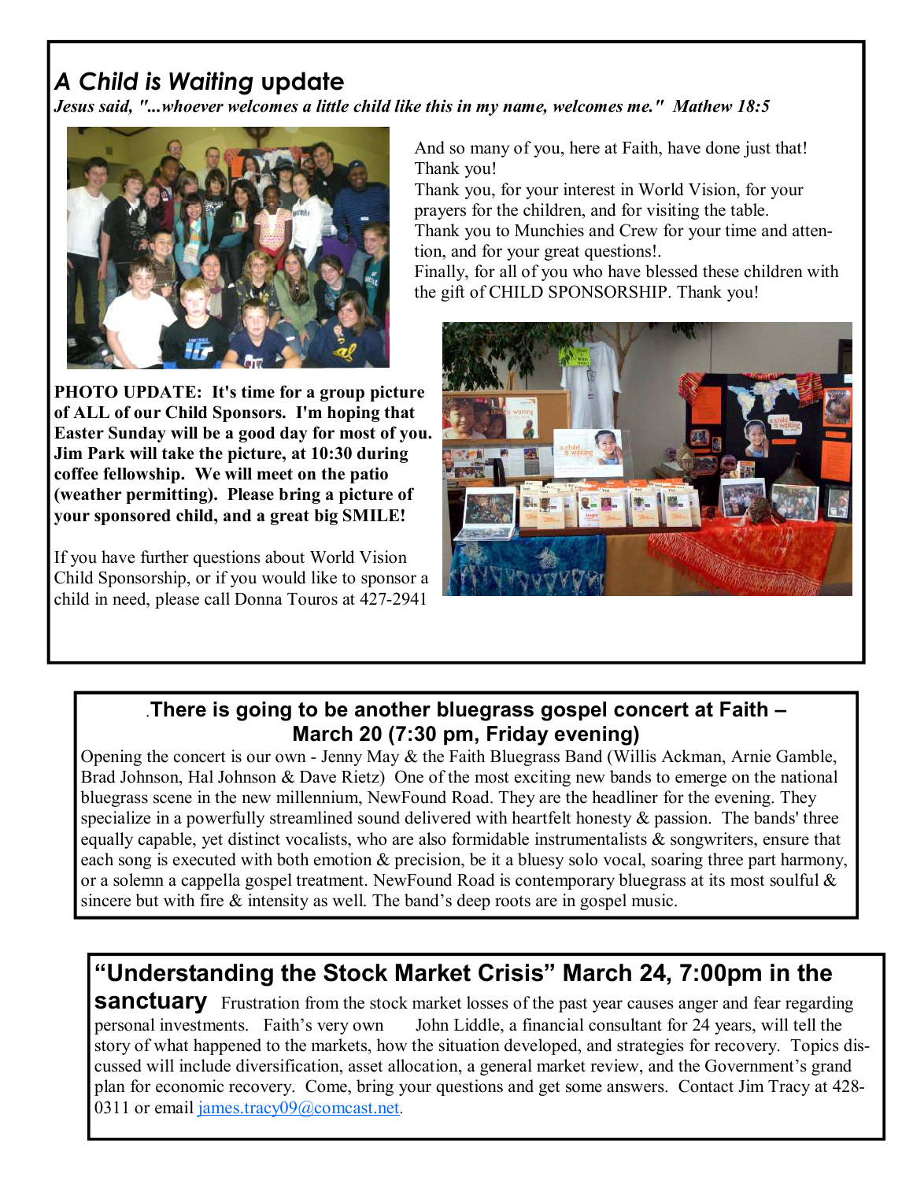## *A Child is Waiting* update

***Jesus said, "...whoever welcomes a little child like this in my name, welcomes me." Mathew 18:5***

And so many of you, here at Faith, have done just that! Thank you!

Thank you, for your interest in World Vision, for your prayers for the children, and for visiting the table.

Thank you to Munchies and Crew for your time and attention, and for your great questions!.

Finally, for all of you who have blessed these children with the gift of CHILD SPONSORSHIP. Thank you!

**PHOTO UPDATE: It's time for a group picture of ALL of our Child Sponsors. I'm hoping that Easter Sunday will be a good day for most of you. Jim Park will take the picture, at 10:30 during coffee fellowship. We will meet on the patio (weather permitting). Please bring a picture of your sponsored child, and a great big SMILE!**

If you have further questions about World Vision Child Sponsorship, or if you would like to sponsor a child in need, please call Donna Touros at 427-2941

### .There is going to be another bluegrass gospel concert at Faith – March 20 (7:30 pm, Friday evening)

Opening the concert is our own - Jenny May & the Faith Bluegrass Band (Willis Ackman, Arnie Gamble, Brad Johnson, Hal Johnson & Dave Rietz) One of the most exciting new bands to emerge on the national bluegrass scene in the new millennium, NewFound Road. They are the headliner for the evening. They specialize in a powerfully streamlined sound delivered with heartfelt honesty & passion. The bands' three equally capable, yet distinct vocalists, who are also formidable instrumentalists & songwriters, ensure that each song is executed with both emotion & precision, be it a bluesy solo vocal, soaring three part harmony, or a solemn a cappella gospel treatment. NewFound Road is contemporary bluegrass at its most soulful & sincere but with fire & intensity as well. The band's deep roots are in gospel music.

### "Understanding the Stock Market Crisis" March 24, 7:00pm in the sanctuary

Frustration from the stock market losses of the past year causes anger and fear regarding personal investments. Faith's very own John Liddle, a financial consultant for 24 years, will tell the story of what happened to the markets, how the situation developed, and strategies for recovery. Topics discussed will include diversification, asset allocation, a general market review, and the Government's grand plan for economic recovery. Come, bring your questions and get some answers. Contact Jim Tracy at 428-0311 or email james.tracy09@comcast.net.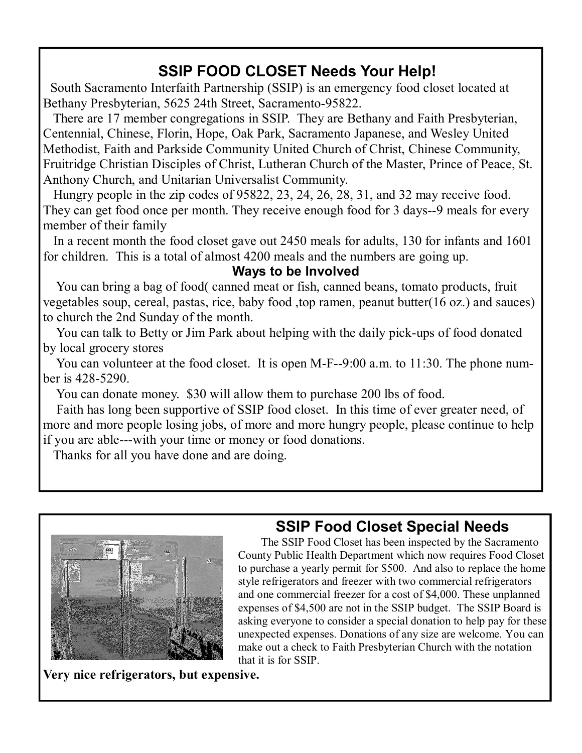## SSIP FOOD CLOSET Needs Your Help!

South Sacramento Interfaith Partnership (SSIP) is an emergency food closet located at Bethany Presbyterian, 5625 24th Street, Sacramento-95822.

There are 17 member congregations in SSIP. They are Bethany and Faith Presbyterian, Centennial, Chinese, Florin, Hope, Oak Park, Sacramento Japanese, and Wesley United Methodist, Faith and Parkside Community United Church of Christ, Chinese Community, Fruitridge Christian Disciples of Christ, Lutheran Church of the Master, Prince of Peace, St. Anthony Church, and Unitarian Universalist Community.

Hungry people in the zip codes of 95822, 23, 24, 26, 28, 31, and 32 may receive food. They can get food once per month. They receive enough food for 3 days--9 meals for every member of their family

In a recent month the food closet gave out 2450 meals for adults, 130 for infants and 1601 for children. This is a total of almost 4200 meals and the numbers are going up.

### Ways to be Involved

You can bring a bag of food( canned meat or fish, canned beans, tomato products, fruit vegetables soup, cereal, pastas, rice, baby food ,top ramen, peanut butter(16 oz.) and sauces) to church the 2nd Sunday of the month.

You can talk to Betty or Jim Park about helping with the daily pick-ups of food donated by local grocery stores

You can volunteer at the food closet. It is open M-F--9:00 a.m. to 11:30. The phone number is 428-5290.

You can donate money. $30 will allow them to purchase 200 lbs of food.

Faith has long been supportive of SSIP food closet. In this time of ever greater need, of more and more people losing jobs, of more and more hungry people, please continue to help if you are able---with your time or money or food donations.

Thanks for all you have done and are doing.

## SSIP Food Closet Special Needs

The SSIP Food Closet has been inspected by the Sacramento County Public Health Department which now requires Food Closet to purchase a yearly permit for $500. And also to replace the home style refrigerators and freezer with two commercial refrigerators and one commercial freezer for a cost of $4,000. These unplanned expenses of $4,500 are not in the SSIP budget. The SSIP Board is asking everyone to consider a special donation to help pay for these unexpected expenses. Donations of any size are welcome. You can make out a check to Faith Presbyterian Church with the notation that it is for SSIP.

**Very nice refrigerators, but expensive.**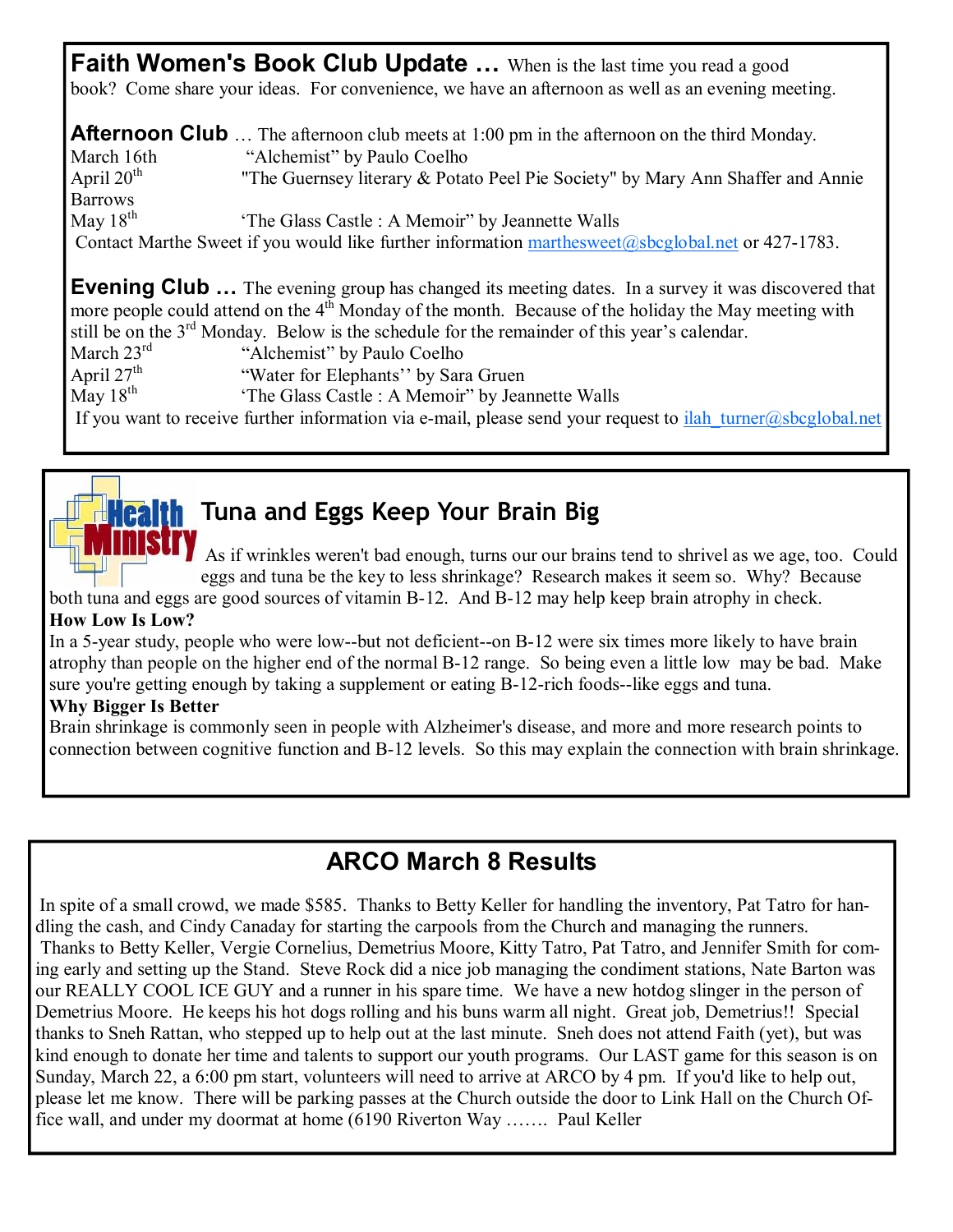## Faith Women's Book Club Update …

When is the last time you read a good book? Come share your ideas. For convenience, we have an afternoon as well as an evening meeting.

**Afternoon Club** … The afternoon club meets at 1:00 pm in the afternoon on the third Monday.

March 16th — "Alchemist" by Paulo Coelho

April 20th — "The Guernsey literary & Potato Peel Pie Society" by Mary Ann Shaffer and Annie Barrows

May 18th — 'The Glass Castle : A Memoir" by Jeannette Walls

Contact Marthe Sweet if you would like further information marthesweet@sbcglobal.net or 427-1783.

**Evening Club …** The evening group has changed its meeting dates. In a survey it was discovered that more people could attend on the 4th Monday of the month. Because of the holiday the May meeting with still be on the 3rd Monday. Below is the schedule for the remainder of this year's calendar.

March 23rd — "Alchemist" by Paulo Coelho

April 27th — "Water for Elephants'' by Sara Gruen

May 18th — 'The Glass Castle : A Memoir" by Jeannette Walls

If you want to receive further information via e-mail, please send your request to ilah_turner@sbcglobal.net

## Health Ministry

## Tuna and Eggs Keep Your Brain Big

As if wrinkles weren't bad enough, turns our our brains tend to shrivel as we age, too. Could eggs and tuna be the key to less shrinkage? Research makes it seem so. Why? Because both tuna and eggs are good sources of vitamin B-12. And B-12 may help keep brain atrophy in check.

**How Low Is Low?**

In a 5-year study, people who were low--but not deficient--on B-12 were six times more likely to have brain atrophy than people on the higher end of the normal B-12 range. So being even a little low may be bad. Make sure you're getting enough by taking a supplement or eating B-12-rich foods--like eggs and tuna.

**Why Bigger Is Better**

Brain shrinkage is commonly seen in people with Alzheimer's disease, and more and more research points to connection between cognitive function and B-12 levels. So this may explain the connection with brain shrinkage.

## ARCO March 8 Results

In spite of a small crowd, we made $585. Thanks to Betty Keller for handling the inventory, Pat Tatro for handling the cash, and Cindy Canaday for starting the carpools from the Church and managing the runners. Thanks to Betty Keller, Vergie Cornelius, Demetrius Moore, Kitty Tatro, Pat Tatro, and Jennifer Smith for coming early and setting up the Stand. Steve Rock did a nice job managing the condiment stations, Nate Barton was our REALLY COOL ICE GUY and a runner in his spare time. We have a new hotdog slinger in the person of Demetrius Moore. He keeps his hot dogs rolling and his buns warm all night. Great job, Demetrius!! Special thanks to Sneh Rattan, who stepped up to help out at the last minute. Sneh does not attend Faith (yet), but was kind enough to donate her time and talents to support our youth programs. Our LAST game for this season is on Sunday, March 22, a 6:00 pm start, volunteers will need to arrive at ARCO by 4 pm. If you'd like to help out, please let me know. There will be parking passes at the Church outside the door to Link Hall on the Church Office wall, and under my doormat at home (6190 Riverton Way ……. Paul Keller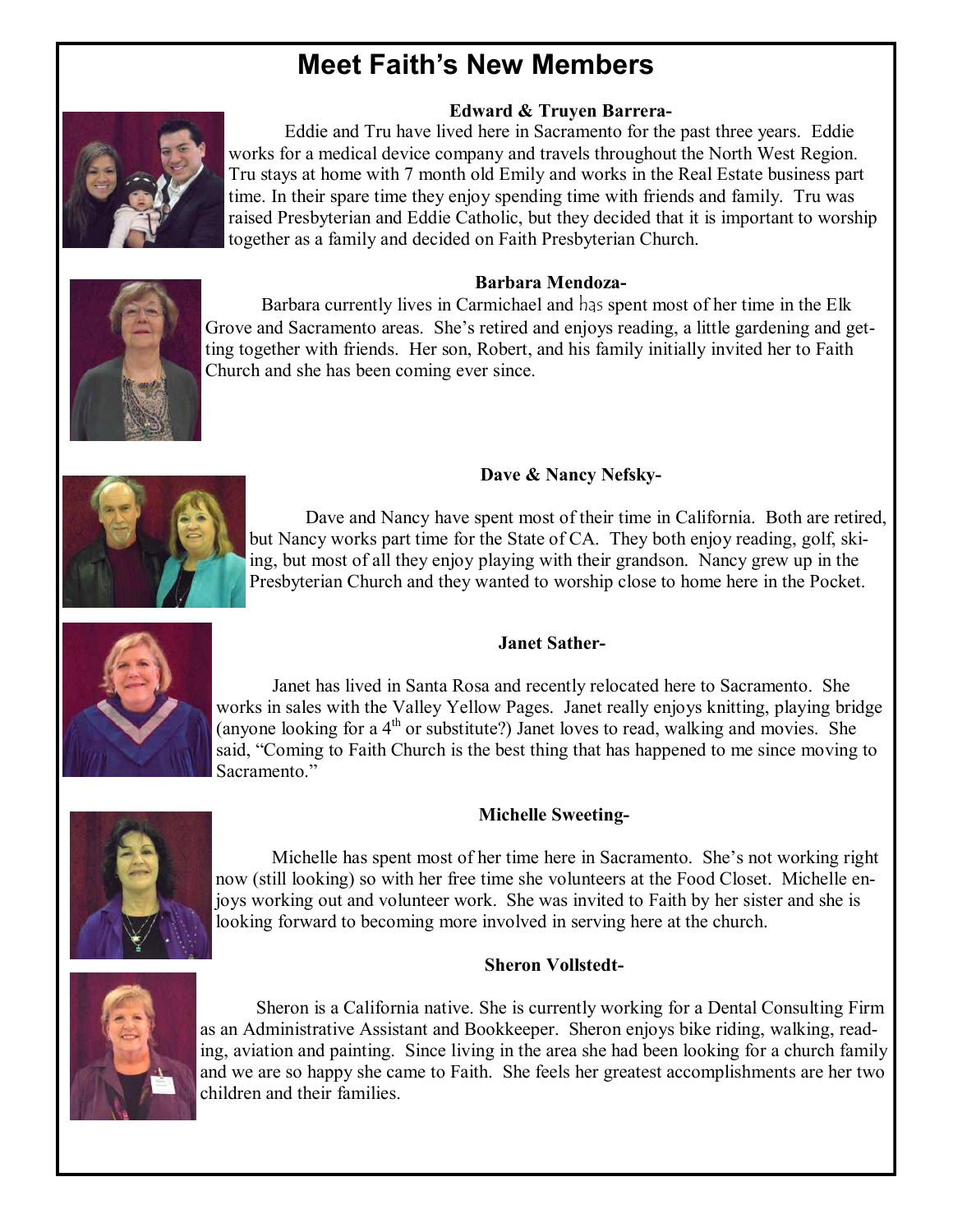# Meet Faith's New Members

**Edward & Truyen Barrera-**

Eddie and Tru have lived here in Sacramento for the past three years. Eddie works for a medical device company and travels throughout the North West Region. Tru stays at home with 7 month old Emily and works in the Real Estate business part time. In their spare time they enjoy spending time with friends and family. Tru was raised Presbyterian and Eddie Catholic, but they decided that it is important to worship together as a family and decided on Faith Presbyterian Church.

**Barbara Mendoza-**

Barbara currently lives in Carmichael and has spent most of her time in the Elk Grove and Sacramento areas. She's retired and enjoys reading, a little gardening and getting together with friends. Her son, Robert, and his family initially invited her to Faith Church and she has been coming ever since.

**Dave & Nancy Nefsky-**

Dave and Nancy have spent most of their time in California. Both are retired, but Nancy works part time for the State of CA. They both enjoy reading, golf, skiing, but most of all they enjoy playing with their grandson. Nancy grew up in the Presbyterian Church and they wanted to worship close to home here in the Pocket.

**Janet Sather-**

Janet has lived in Santa Rosa and recently relocated here to Sacramento. She works in sales with the Valley Yellow Pages. Janet really enjoys knitting, playing bridge (anyone looking for a 4th or substitute?) Janet loves to read, walking and movies. She said, "Coming to Faith Church is the best thing that has happened to me since moving to Sacramento."

**Michelle Sweeting-**

Michelle has spent most of her time here in Sacramento. She's not working right now (still looking) so with her free time she volunteers at the Food Closet. Michelle enjoys working out and volunteer work. She was invited to Faith by her sister and she is looking forward to becoming more involved in serving here at the church.

**Sheron Vollstedt-**

Sheron is a California native. She is currently working for a Dental Consulting Firm as an Administrative Assistant and Bookkeeper. Sheron enjoys bike riding, walking, reading, aviation and painting. Since living in the area she had been looking for a church family and we are so happy she came to Faith. She feels her greatest accomplishments are her two children and their families.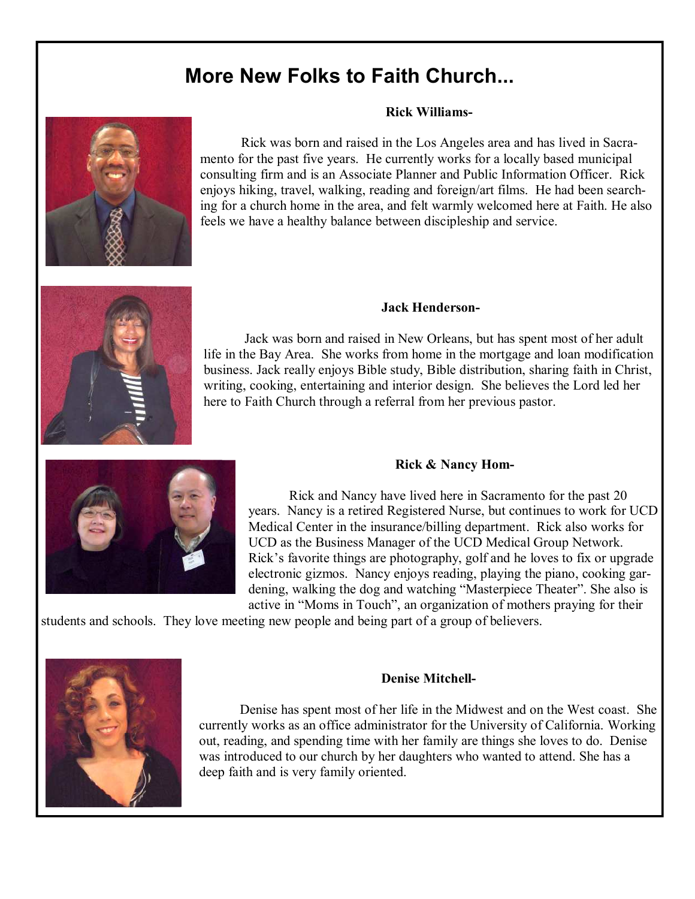# More New Folks to Faith Church...

**Rick Williams-**

Rick was born and raised in the Los Angeles area and has lived in Sacramento for the past five years. He currently works for a locally based municipal consulting firm and is an Associate Planner and Public Information Officer. Rick enjoys hiking, travel, walking, reading and foreign/art films. He had been searching for a church home in the area, and felt warmly welcomed here at Faith. He also feels we have a healthy balance between discipleship and service.

**Jack Henderson-**

Jack was born and raised in New Orleans, but has spent most of her adult life in the Bay Area. She works from home in the mortgage and loan modification business. Jack really enjoys Bible study, Bible distribution, sharing faith in Christ, writing, cooking, entertaining and interior design. She believes the Lord led her here to Faith Church through a referral from her previous pastor.

**Rick & Nancy Hom-**

Rick and Nancy have lived here in Sacramento for the past 20 years. Nancy is a retired Registered Nurse, but continues to work for UCD Medical Center in the insurance/billing department. Rick also works for UCD as the Business Manager of the UCD Medical Group Network. Rick's favorite things are photography, golf and he loves to fix or upgrade electronic gizmos. Nancy enjoys reading, playing the piano, cooking gardening, walking the dog and watching "Masterpiece Theater". She also is active in "Moms in Touch", an organization of mothers praying for their students and schools. They love meeting new people and being part of a group of believers.

**Denise Mitchell-**

Denise has spent most of her life in the Midwest and on the West coast. She currently works as an office administrator for the University of California. Working out, reading, and spending time with her family are things she loves to do. Denise was introduced to our church by her daughters who wanted to attend. She has a deep faith and is very family oriented.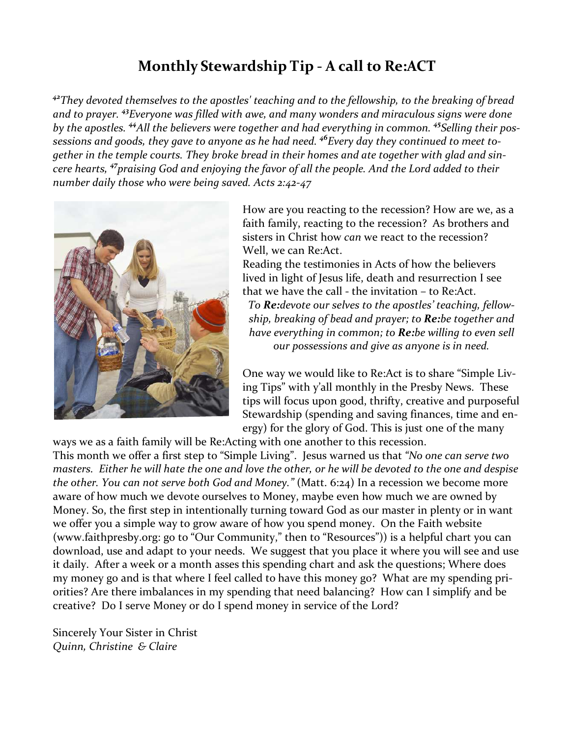# Monthly Stewardship Tip - A call to Re:ACT

*[42]They devoted themselves to the apostles' teaching and to the fellowship, to the breaking of bread and to prayer. [43]Everyone was filled with awe, and many wonders and miraculous signs were done by the apostles. [44]All the believers were together and had everything in common. [45]Selling their possessions and goods, they gave to anyone as he had need. [46]Every day they continued to meet together in the temple courts. They broke bread in their homes and ate together with glad and sincere hearts, [47]praising God and enjoying the favor of all the people. And the Lord added to their number daily those who were being saved. Acts 2:42-47*

How are you reacting to the recession? How are we, as a faith family, reacting to the recession? As brothers and sisters in Christ how *can* we react to the recession? Well, we can Re:Act.

Reading the testimonies in Acts of how the believers lived in light of Jesus life, death and resurrection I see that we have the call - the invitation – to Re:Act.

*To **Re:**devote our selves to the apostles' teaching, fellowship, breaking of bead and prayer; to **Re:**be together and have everything in common; to **Re:**be willing to even sell our possessions and give as anyone is in need.*

One way we would like to Re:Act is to share "Simple Living Tips" with y'all monthly in the Presby News. These tips will focus upon good, thrifty, creative and purposeful Stewardship (spending and saving finances, time and energy) for the glory of God. This is just one of the many ways we as a faith family will be Re:Acting with one another to this recession.

This month we offer a first step to "Simple Living". Jesus warned us that *"No one can serve two masters. Either he will hate the one and love the other, or he will be devoted to the one and despise the other. You can not serve both God and Money."* (Matt. 6:24) In a recession we become more aware of how much we devote ourselves to Money, maybe even how much we are owned by Money. So, the first step in intentionally turning toward God as our master in plenty or in want we offer you a simple way to grow aware of how you spend money. On the Faith website (www.faithpresby.org: go to "Our Community," then to "Resources")) is a helpful chart you can download, use and adapt to your needs. We suggest that you place it where you will see and use it daily. After a week or a month asses this spending chart and ask the questions; Where does my money go and is that where I feel called to have this money go? What are my spending priorities? Are there imbalances in my spending that need balancing? How can I simplify and be creative? Do I serve Money or do I spend money in service of the Lord?

Sincerely Your Sister in Christ
*Quinn, Christine & Claire*